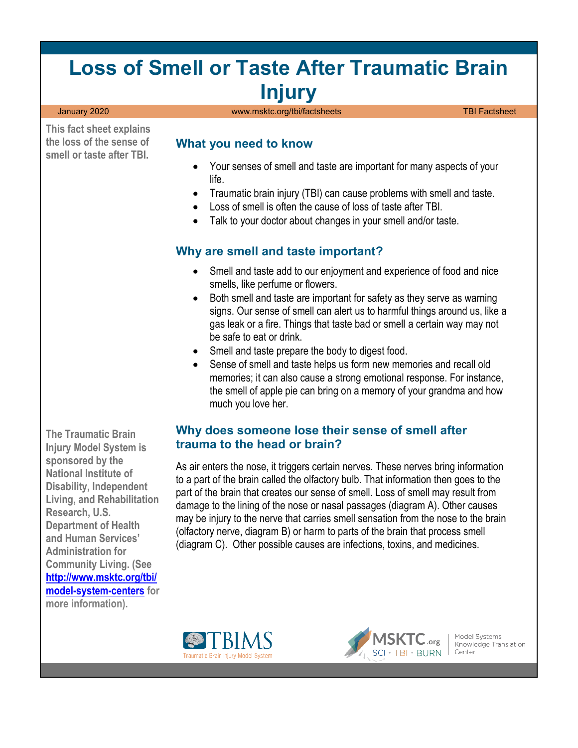# Loss of Smell or Taste After Traumatic Brain Injury

January 2020 | www.msktc.org/tbi/factsheets | TBI Factsheet

**This fact sheet explains the loss of the sense of smell or taste after TBI.**

## What you need to know

- Your senses of smell and taste are important for many aspects of your life.
- Traumatic brain injury (TBI) can cause problems with smell and taste.
- Loss of smell is often the cause of loss of taste after TBI.
- Talk to your doctor about changes in your smell and/or taste.

## Why are smell and taste important?

- Smell and taste add to our enjoyment and experience of food and nice smells, like perfume or flowers.
- Both smell and taste are important for safety as they serve as warning signs. Our sense of smell can alert us to harmful things around us, like a gas leak or a fire. Things that taste bad or smell a certain way may not be safe to eat or drink.
- Smell and taste prepare the body to digest food.
- Sense of smell and taste helps us form new memories and recall old memories; it can also cause a strong emotional response. For instance, the smell of apple pie can bring on a memory of your grandma and how much you love her.

## Why does someone lose their sense of smell after trauma to the head or brain?

As air enters the nose, it triggers certain nerves. These nerves bring information to a part of the brain called the olfactory bulb. That information then goes to the part of the brain that creates our sense of smell. Loss of smell may result from damage to the lining of the nose or nasal passages (diagram A). Other causes may be injury to the nerve that carries smell sensation from the nose to the brain (olfactory nerve, diagram B) or harm to parts of the brain that process smell (diagram C). Other possible causes are infections, toxins, and medicines.

**The Traumatic Brain Injury Model System is sponsored by the National Institute of Disability, Independent Living, and Rehabilitation Research, U.S. Department of Health and Human Services' Administration for Community Living. (See [http://www.msktc.org/tbi/model-system-centers](http://www.msktc.org/tbi/model-system-centers) for more information).**

TBIMS Traumatic Brain Injury Model System

MSKTC.org SCI • TBI • BURN | Model Systems Knowledge Translation Center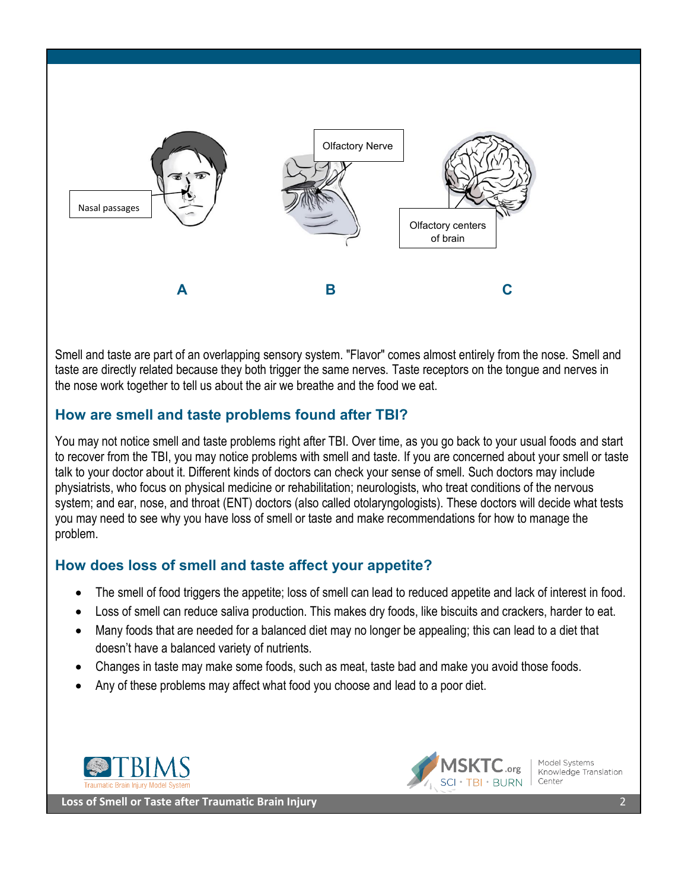Nasal passages

Olfactory Nerve

Olfactory centers of brain

A B C

Smell and taste are part of an overlapping sensory system. "Flavor" comes almost entirely from the nose. Smell and taste are directly related because they both trigger the same nerves. Taste receptors on the tongue and nerves in the nose work together to tell us about the air we breathe and the food we eat.

## How are smell and taste problems found after TBI?

You may not notice smell and taste problems right after TBI. Over time, as you go back to your usual foods and start to recover from the TBI, you may notice problems with smell and taste. If you are concerned about your smell or taste talk to your doctor about it. Different kinds of doctors can check your sense of smell. Such doctors may include physiatrists, who focus on physical medicine or rehabilitation; neurologists, who treat conditions of the nervous system; and ear, nose, and throat (ENT) doctors (also called otolaryngologists). These doctors will decide what tests you may need to see why you have loss of smell or taste and make recommendations for how to manage the problem.

## How does loss of smell and taste affect your appetite?

- The smell of food triggers the appetite; loss of smell can lead to reduced appetite and lack of interest in food.
- Loss of smell can reduce saliva production. This makes dry foods, like biscuits and crackers, harder to eat.
- Many foods that are needed for a balanced diet may no longer be appealing; this can lead to a diet that doesn't have a balanced variety of nutrients.
- Changes in taste may make some foods, such as meat, taste bad and make you avoid those foods.
- Any of these problems may affect what food you choose and lead to a poor diet.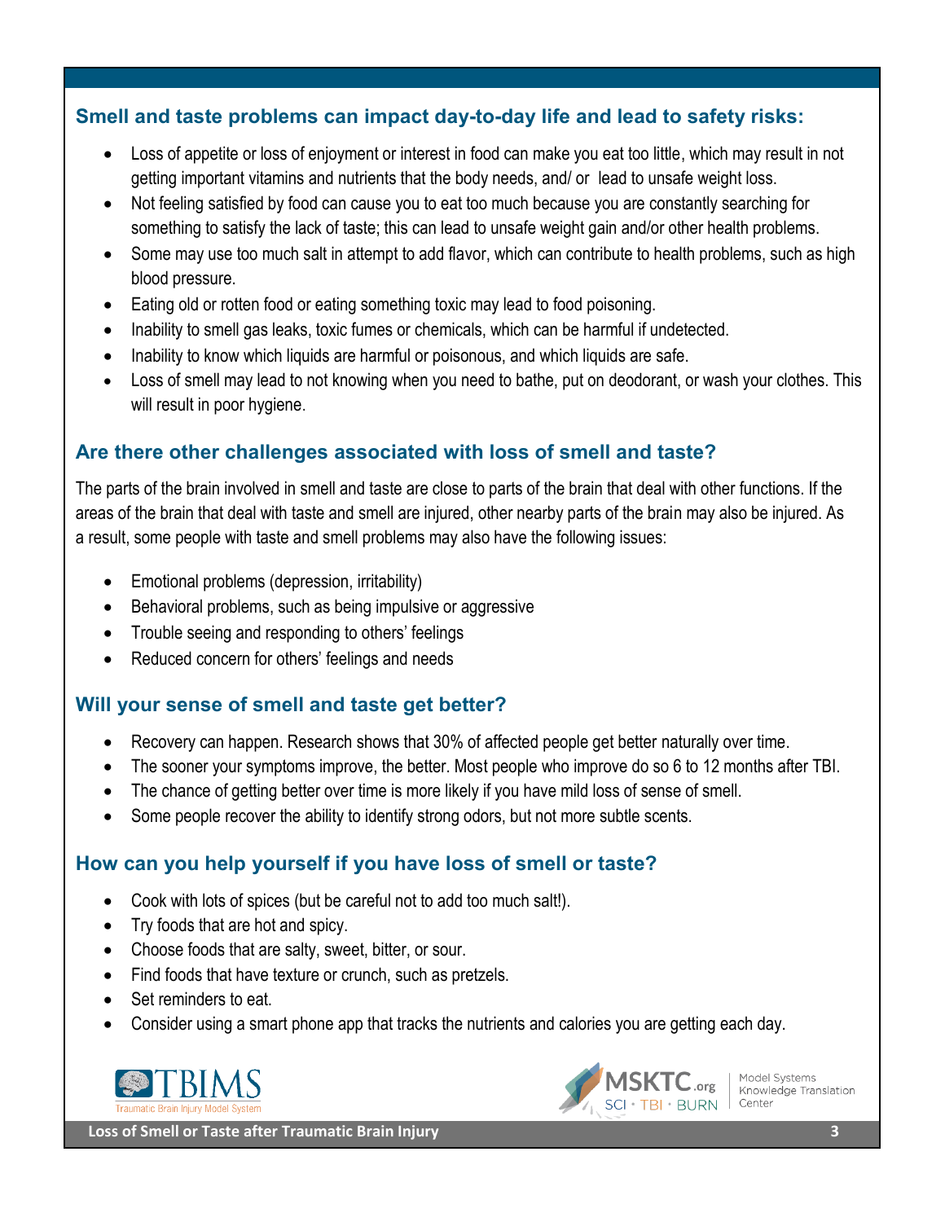## Smell and taste problems can impact day-to-day life and lead to safety risks:

- Loss of appetite or loss of enjoyment or interest in food can make you eat too little, which may result in not getting important vitamins and nutrients that the body needs, and/ or lead to unsafe weight loss.
- Not feeling satisfied by food can cause you to eat too much because you are constantly searching for something to satisfy the lack of taste; this can lead to unsafe weight gain and/or other health problems.
- Some may use too much salt in attempt to add flavor, which can contribute to health problems, such as high blood pressure.
- Eating old or rotten food or eating something toxic may lead to food poisoning.
- Inability to smell gas leaks, toxic fumes or chemicals, which can be harmful if undetected.
- Inability to know which liquids are harmful or poisonous, and which liquids are safe.
- Loss of smell may lead to not knowing when you need to bathe, put on deodorant, or wash your clothes. This will result in poor hygiene.

## Are there other challenges associated with loss of smell and taste?

The parts of the brain involved in smell and taste are close to parts of the brain that deal with other functions. If the areas of the brain that deal with taste and smell are injured, other nearby parts of the brain may also be injured. As a result, some people with taste and smell problems may also have the following issues:

- Emotional problems (depression, irritability)
- Behavioral problems, such as being impulsive or aggressive
- Trouble seeing and responding to others' feelings
- Reduced concern for others' feelings and needs

## Will your sense of smell and taste get better?

- Recovery can happen. Research shows that 30% of affected people get better naturally over time.
- The sooner your symptoms improve, the better. Most people who improve do so 6 to 12 months after TBI.
- The chance of getting better over time is more likely if you have mild loss of sense of smell.
- Some people recover the ability to identify strong odors, but not more subtle scents.

## How can you help yourself if you have loss of smell or taste?

- Cook with lots of spices (but be careful not to add too much salt!).
- Try foods that are hot and spicy.
- Choose foods that are salty, sweet, bitter, or sour.
- Find foods that have texture or crunch, such as pretzels.
- Set reminders to eat.
- Consider using a smart phone app that tracks the nutrients and calories you are getting each day.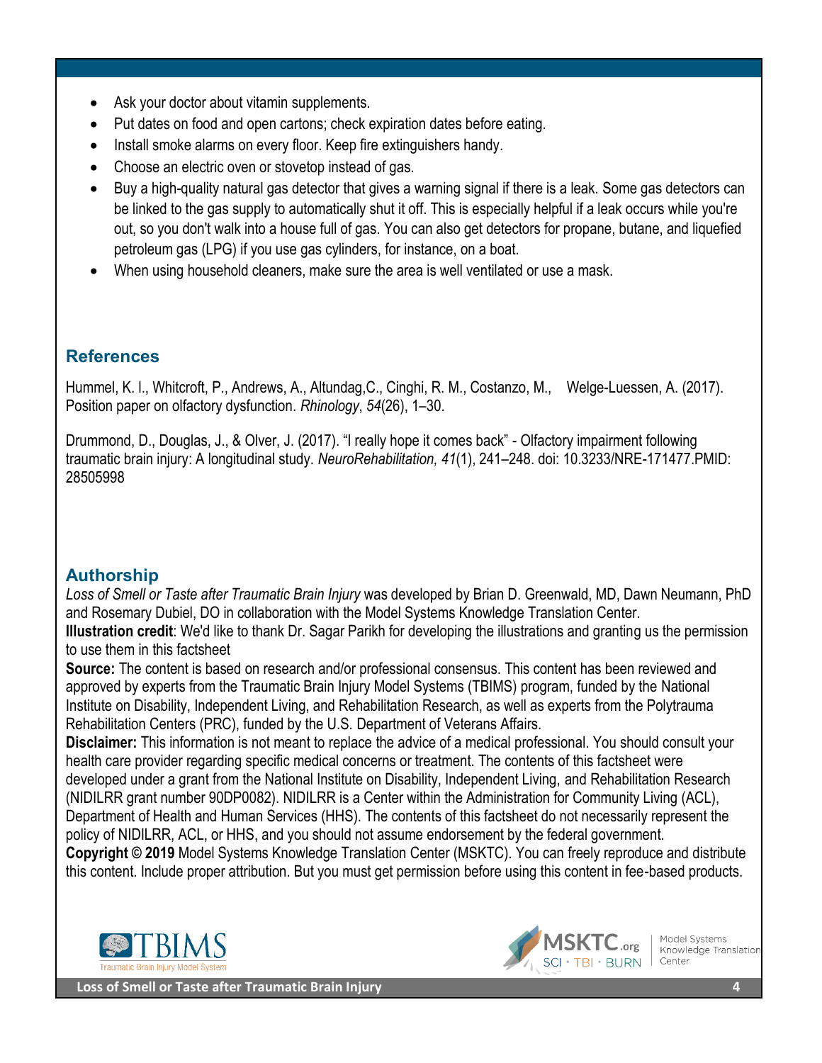- Ask your doctor about vitamin supplements.
- Put dates on food and open cartons; check expiration dates before eating.
- Install smoke alarms on every floor. Keep fire extinguishers handy.
- Choose an electric oven or stovetop instead of gas.
- Buy a high-quality natural gas detector that gives a warning signal if there is a leak. Some gas detectors can be linked to the gas supply to automatically shut it off. This is especially helpful if a leak occurs while you're out, so you don't walk into a house full of gas. You can also get detectors for propane, butane, and liquefied petroleum gas (LPG) if you use gas cylinders, for instance, on a boat.
- When using household cleaners, make sure the area is well ventilated or use a mask.

## References

Hummel, K. l., Whitcroft, P., Andrews, A., Altundag,C., Cinghi, R. M., Costanzo, M., Welge-Luessen, A. (2017). Position paper on olfactory dysfunction. *Rhinology*, *54*(26), 1–30.

Drummond, D., Douglas, J., & Olver, J. (2017). "I really hope it comes back" - Olfactory impairment following traumatic brain injury: A longitudinal study. *NeuroRehabilitation, 41*(1), 241–248. doi: 10.3233/NRE-171477.PMID: 28505998

## Authorship

*Loss of Smell or Taste after Traumatic Brain Injury* was developed by Brian D. Greenwald, MD, Dawn Neumann, PhD and Rosemary Dubiel, DO in collaboration with the Model Systems Knowledge Translation Center.

**Illustration credit**: We'd like to thank Dr. Sagar Parikh for developing the illustrations and granting us the permission to use them in this factsheet

**Source:** The content is based on research and/or professional consensus. This content has been reviewed and approved by experts from the Traumatic Brain Injury Model Systems (TBIMS) program, funded by the National Institute on Disability, Independent Living, and Rehabilitation Research, as well as experts from the Polytrauma Rehabilitation Centers (PRC), funded by the U.S. Department of Veterans Affairs.

**Disclaimer:** This information is not meant to replace the advice of a medical professional. You should consult your health care provider regarding specific medical concerns or treatment. The contents of this factsheet were developed under a grant from the National Institute on Disability, Independent Living, and Rehabilitation Research (NIDILRR grant number 90DP0082). NIDILRR is a Center within the Administration for Community Living (ACL), Department of Health and Human Services (HHS). The contents of this factsheet do not necessarily represent the policy of NIDILRR, ACL, or HHS, and you should not assume endorsement by the federal government.

**Copyright © 2019** Model Systems Knowledge Translation Center (MSKTC). You can freely reproduce and distribute this content. Include proper attribution. But you must get permission before using this content in fee-based products.

TBIMS
Traumatic Brain Injury Model System

MSKTC.org
SCI · TBI · BURN
Model Systems Knowledge Translation Center